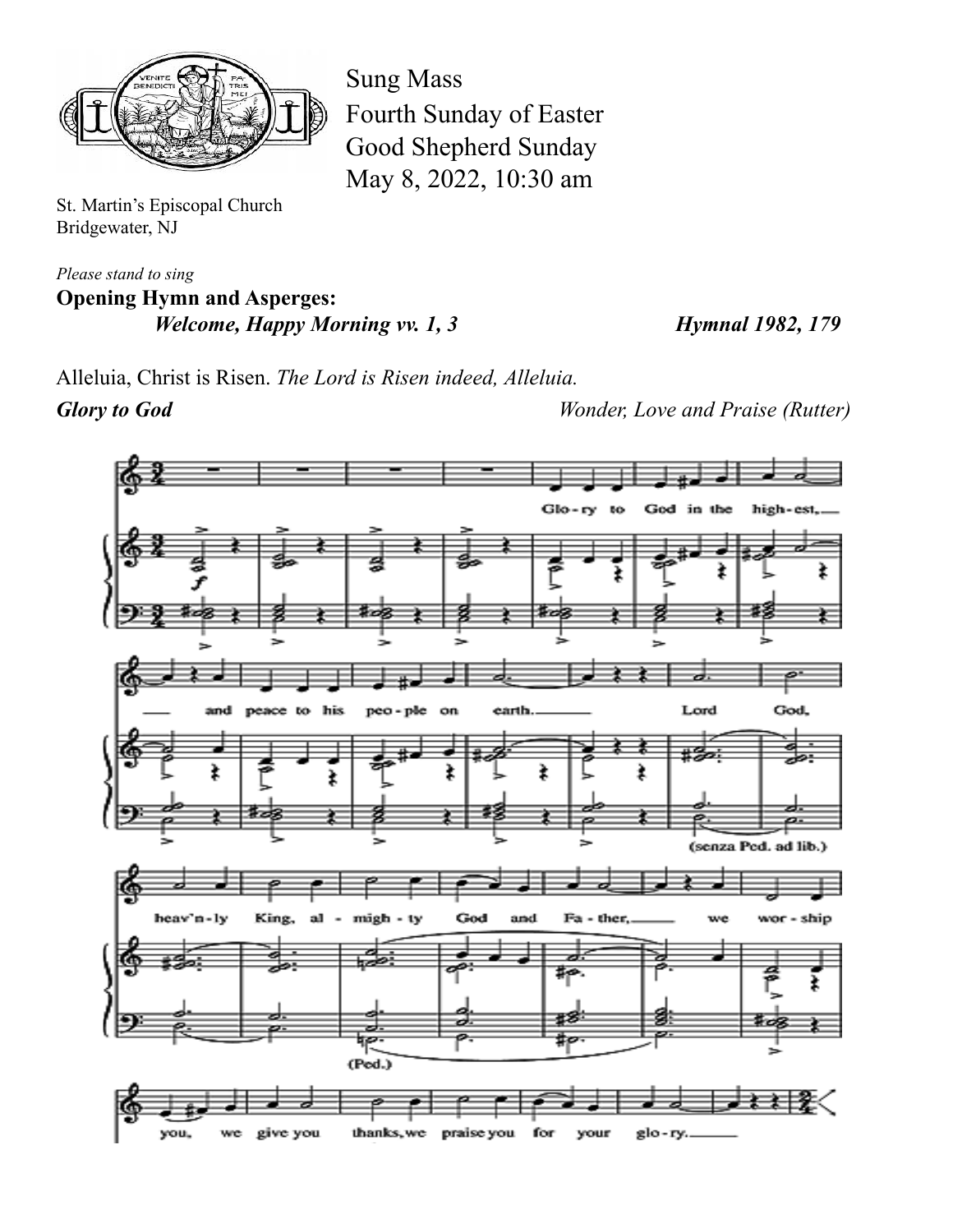Sung Mass
Fourth Sunday of Easter
Good Shepherd Sunday
May 8, 2022, 10:30 am

St. Martin's Episcopal Church
Bridgewater, NJ

*Please stand to sing*

**Opening Hymn and Asperges:**
***Welcome, Happy Morning vv. 1, 3*** ***Hymnal 1982, 179***

Alleluia, Christ is Risen. *The Lord is Risen indeed, Alleluia.*

***Glory to God*** *Wonder, Love and Praise (Rutter)*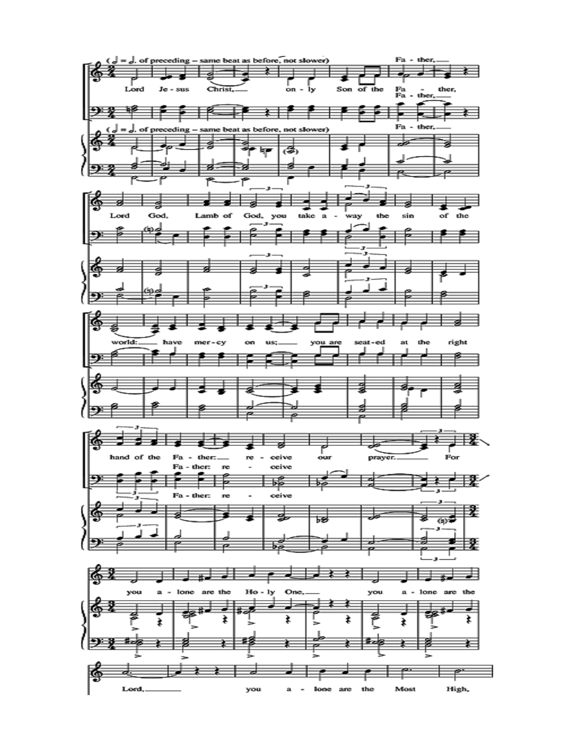(𝅗𝅥 = 𝅗𝅥. of preceding – same beat as before, not slower)

Lord Jesus Christ, only Son of the Father, Father,

Lord God, Lamb of God, you take away the sin of the world: have mercy on us; you are seated at the right hand of the Father: receive our prayer.

For you alone are the Holy One, you alone are the Lord, you alone are the Most High,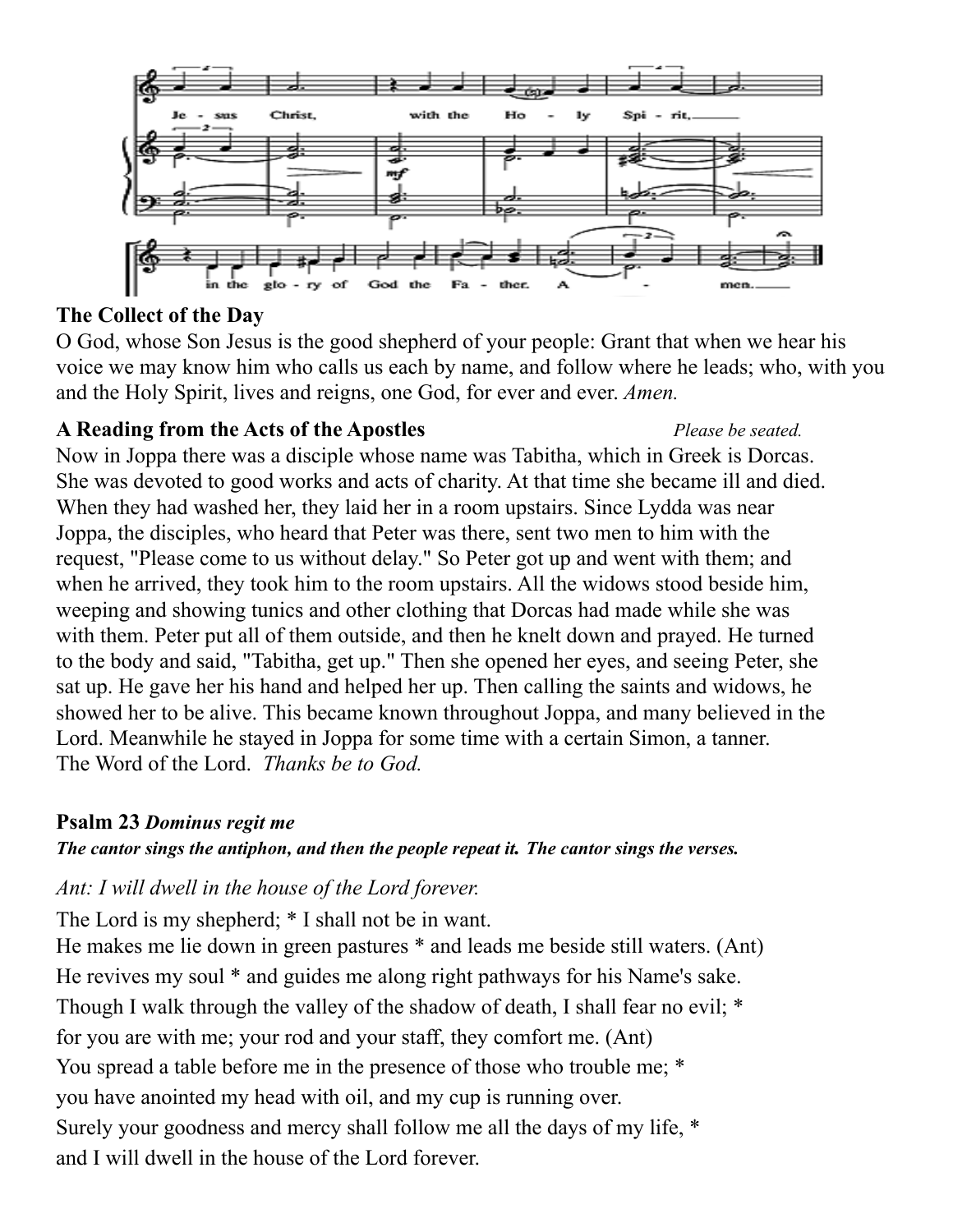Jesus Christ, with the Holy Spirit, in the glory of God the Father. Amen.

**The Collect of the Day**

O God, whose Son Jesus is the good shepherd of your people: Grant that when we hear his voice we may know him who calls us each by name, and follow where he leads; who, with you and the Holy Spirit, lives and reigns, one God, for ever and ever. *Amen.*

**A Reading from the Acts of the Apostles** *Please be seated.*

Now in Joppa there was a disciple whose name was Tabitha, which in Greek is Dorcas. She was devoted to good works and acts of charity. At that time she became ill and died. When they had washed her, they laid her in a room upstairs. Since Lydda was near Joppa, the disciples, who heard that Peter was there, sent two men to him with the request, "Please come to us without delay." So Peter got up and went with them; and when he arrived, they took him to the room upstairs. All the widows stood beside him, weeping and showing tunics and other clothing that Dorcas had made while she was with them. Peter put all of them outside, and then he knelt down and prayed. He turned to the body and said, "Tabitha, get up." Then she opened her eyes, and seeing Peter, she sat up. He gave her his hand and helped her up. Then calling the saints and widows, he showed her to be alive. This became known throughout Joppa, and many believed in the Lord. Meanwhile he stayed in Joppa for some time with a certain Simon, a tanner.
The Word of the Lord. *Thanks be to God.*

**Psalm 23** ***Dominus regit me***

***The cantor sings the antiphon, and then the people repeat it. The cantor sings the verses.***

*Ant: I will dwell in the house of the Lord forever.*

The Lord is my shepherd; * I shall not be in want.
He makes me lie down in green pastures * and leads me beside still waters. (Ant)
He revives my soul * and guides me along right pathways for his Name's sake.
Though I walk through the valley of the shadow of death, I shall fear no evil; *
for you are with me; your rod and your staff, they comfort me. (Ant)
You spread a table before me in the presence of those who trouble me; *
you have anointed my head with oil, and my cup is running over.
Surely your goodness and mercy shall follow me all the days of my life, *
and I will dwell in the house of the Lord forever.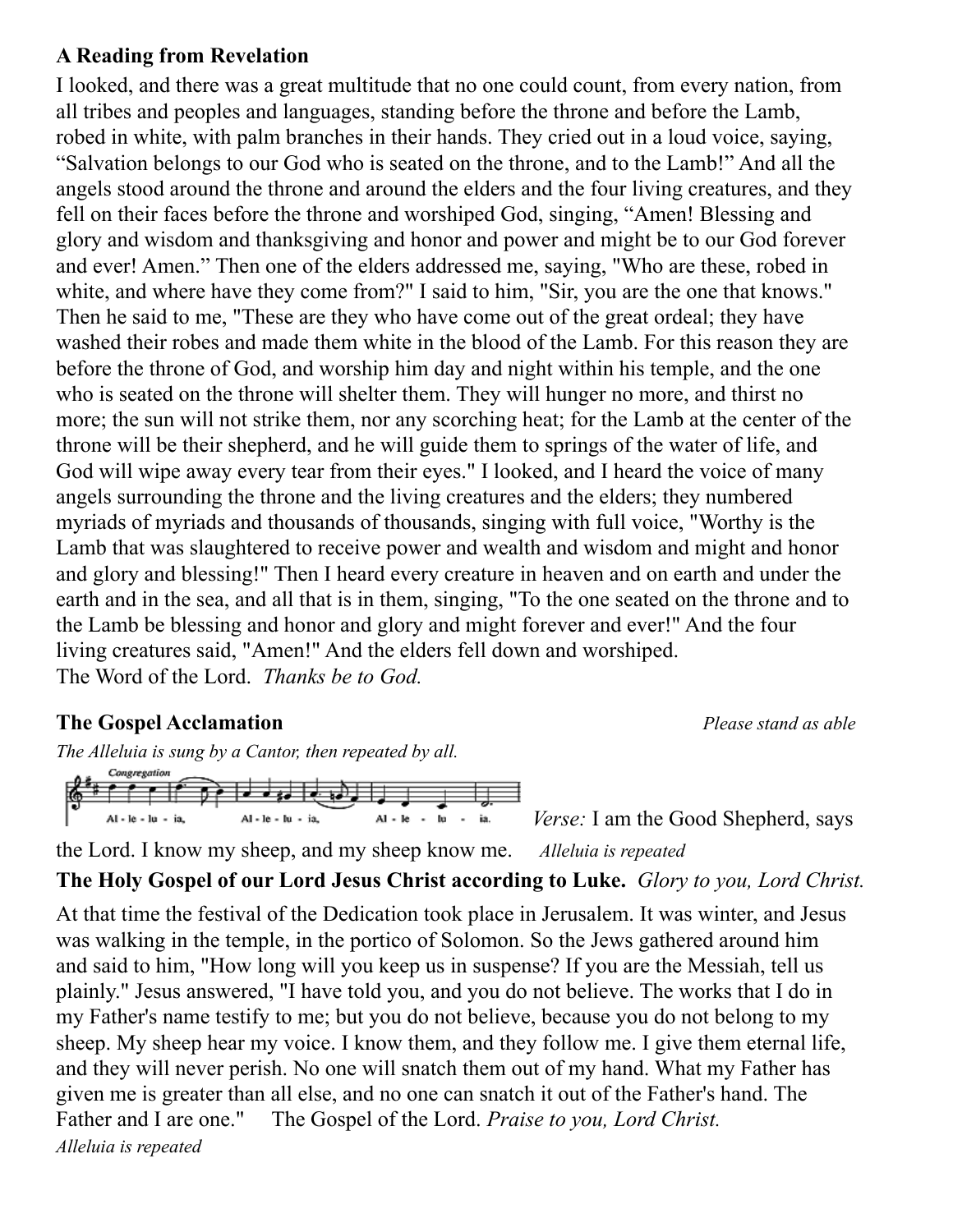**A Reading from Revelation**

I looked, and there was a great multitude that no one could count, from every nation, from all tribes and peoples and languages, standing before the throne and before the Lamb, robed in white, with palm branches in their hands. They cried out in a loud voice, saying, "Salvation belongs to our God who is seated on the throne, and to the Lamb!" And all the angels stood around the throne and around the elders and the four living creatures, and they fell on their faces before the throne and worshiped God, singing, "Amen! Blessing and glory and wisdom and thanksgiving and honor and power and might be to our God forever and ever! Amen." Then one of the elders addressed me, saying, "Who are these, robed in white, and where have they come from?" I said to him, "Sir, you are the one that knows." Then he said to me, "These are they who have come out of the great ordeal; they have washed their robes and made them white in the blood of the Lamb. For this reason they are before the throne of God, and worship him day and night within his temple, and the one who is seated on the throne will shelter them. They will hunger no more, and thirst no more; the sun will not strike them, nor any scorching heat; for the Lamb at the center of the throne will be their shepherd, and he will guide them to springs of the water of life, and God will wipe away every tear from their eyes." I looked, and I heard the voice of many angels surrounding the throne and the living creatures and the elders; they numbered myriads of myriads and thousands of thousands, singing with full voice, "Worthy is the Lamb that was slaughtered to receive power and wealth and wisdom and might and honor and glory and blessing!" Then I heard every creature in heaven and on earth and under the earth and in the sea, and all that is in them, singing, "To the one seated on the throne and to the Lamb be blessing and honor and glory and might forever and ever!" And the four living creatures said, "Amen!" And the elders fell down and worshiped.
The Word of the Lord. *Thanks be to God.*

**The Gospel Acclamation** *Please stand as able*

*The Alleluia is sung by a Cantor, then repeated by all.*

Congregation

Al - le - lu - ia, Al - le - lu - ia, Al - le - lu - ia.

*Verse:* I am the Good Shepherd, says the Lord. I know my sheep, and my sheep know me. *Alleluia is repeated*

**The Holy Gospel of our Lord Jesus Christ according to Luke.** *Glory to you, Lord Christ.*

At that time the festival of the Dedication took place in Jerusalem. It was winter, and Jesus was walking in the temple, in the portico of Solomon. So the Jews gathered around him and said to him, "How long will you keep us in suspense? If you are the Messiah, tell us plainly." Jesus answered, "I have told you, and you do not believe. The works that I do in my Father's name testify to me; but you do not believe, because you do not belong to my sheep. My sheep hear my voice. I know them, and they follow me. I give them eternal life, and they will never perish. No one will snatch them out of my hand. What my Father has given me is greater than all else, and no one can snatch it out of the Father's hand. The Father and I are one." The Gospel of the Lord. *Praise to you, Lord Christ.*

*Alleluia is repeated*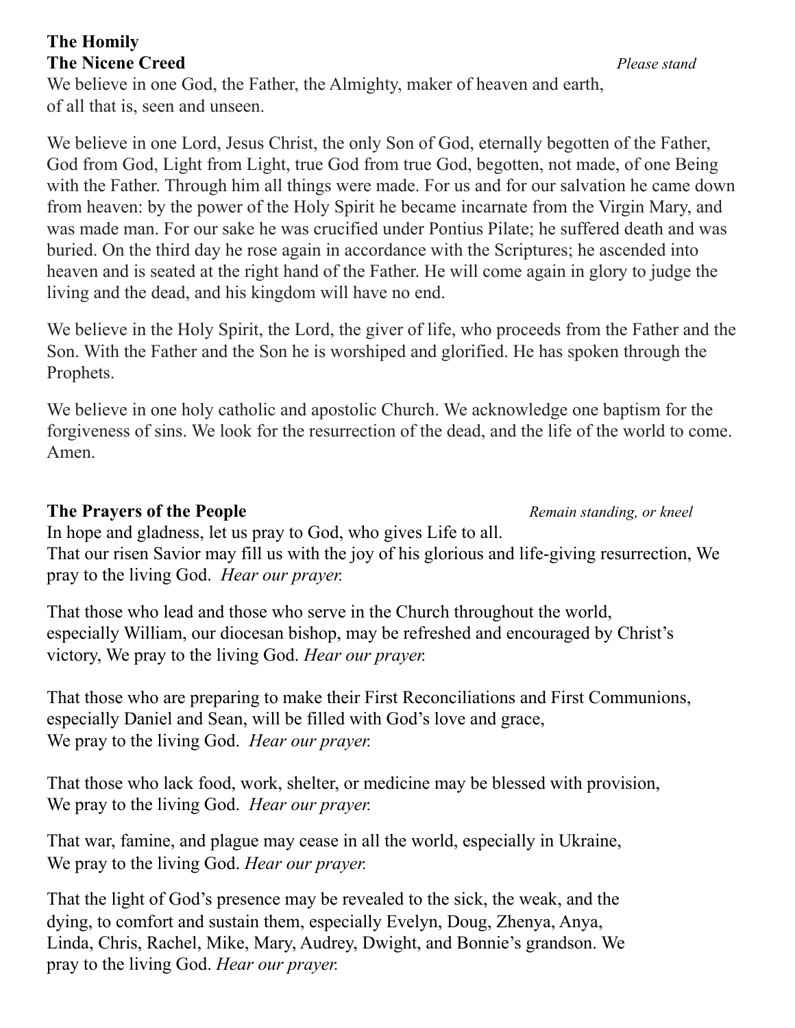**The Homily**

**The Nicene Creed** *Please stand*

We believe in one God, the Father, the Almighty, maker of heaven and earth, of all that is, seen and unseen.

We believe in one Lord, Jesus Christ, the only Son of God, eternally begotten of the Father, God from God, Light from Light, true God from true God, begotten, not made, of one Being with the Father. Through him all things were made. For us and for our salvation he came down from heaven: by the power of the Holy Spirit he became incarnate from the Virgin Mary, and was made man. For our sake he was crucified under Pontius Pilate; he suffered death and was buried. On the third day he rose again in accordance with the Scriptures; he ascended into heaven and is seated at the right hand of the Father. He will come again in glory to judge the living and the dead, and his kingdom will have no end.

We believe in the Holy Spirit, the Lord, the giver of life, who proceeds from the Father and the Son. With the Father and the Son he is worshiped and glorified. He has spoken through the Prophets.

We believe in one holy catholic and apostolic Church. We acknowledge one baptism for the forgiveness of sins. We look for the resurrection of the dead, and the life of the world to come. Amen.

**The Prayers of the People** *Remain standing, or kneel*

In hope and gladness, let us pray to God, who gives Life to all.
That our risen Savior may fill us with the joy of his glorious and life-giving resurrection, We pray to the living God. *Hear our prayer.*

That those who lead and those who serve in the Church throughout the world, especially William, our diocesan bishop, may be refreshed and encouraged by Christ's victory, We pray to the living God. *Hear our prayer.*

That those who are preparing to make their First Reconciliations and First Communions, especially Daniel and Sean, will be filled with God's love and grace,
We pray to the living God. *Hear our prayer.*

That those who lack food, work, shelter, or medicine may be blessed with provision,
We pray to the living God. *Hear our prayer.*

That war, famine, and plague may cease in all the world, especially in Ukraine,
We pray to the living God. *Hear our prayer.*

That the light of God's presence may be revealed to the sick, the weak, and the dying, to comfort and sustain them, especially Evelyn, Doug, Zhenya, Anya, Linda, Chris, Rachel, Mike, Mary, Audrey, Dwight, and Bonnie's grandson. We pray to the living God. *Hear our prayer.*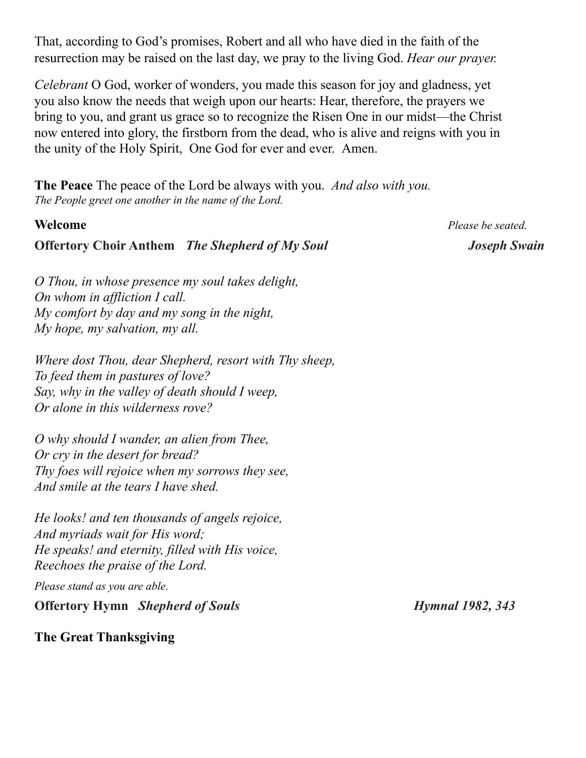That, according to God's promises, Robert and all who have died in the faith of the resurrection may be raised on the last day, we pray to the living God. *Hear our prayer.*

*Celebrant* O God, worker of wonders, you made this season for joy and gladness, yet you also know the needs that weigh upon our hearts: Hear, therefore, the prayers we bring to you, and grant us grace so to recognize the Risen One in our midst—the Christ now entered into glory, the firstborn from the dead, who is alive and reigns with you in the unity of the Holy Spirit, One God for ever and ever. Amen.

**The Peace** The peace of the Lord be always with you. *And also with you.*
*The People greet one another in the name of the Lord.*

**Welcome** *Please be seated.*

**Offertory Choir Anthem** ***The Shepherd of My Soul*** ***Joseph Swain***

*O Thou, in whose presence my soul takes delight,*
*On whom in affliction I call.*
*My comfort by day and my song in the night,*
*My hope, my salvation, my all.*

*Where dost Thou, dear Shepherd, resort with Thy sheep,*
*To feed them in pastures of love?*
*Say, why in the valley of death should I weep,*
*Or alone in this wilderness rove?*

*O why should I wander, an alien from Thee,*
*Or cry in the desert for bread?*
*Thy foes will rejoice when my sorrows they see,*
*And smile at the tears I have shed.*

*He looks! and ten thousands of angels rejoice,*
*And myriads wait for His word;*
*He speaks! and eternity, filled with His voice,*
*Reechoes the praise of the Lord.*

*Please stand as you are able.*

**Offertory Hymn** ***Shepherd of Souls*** ***Hymnal 1982, 343***

**The Great Thanksgiving**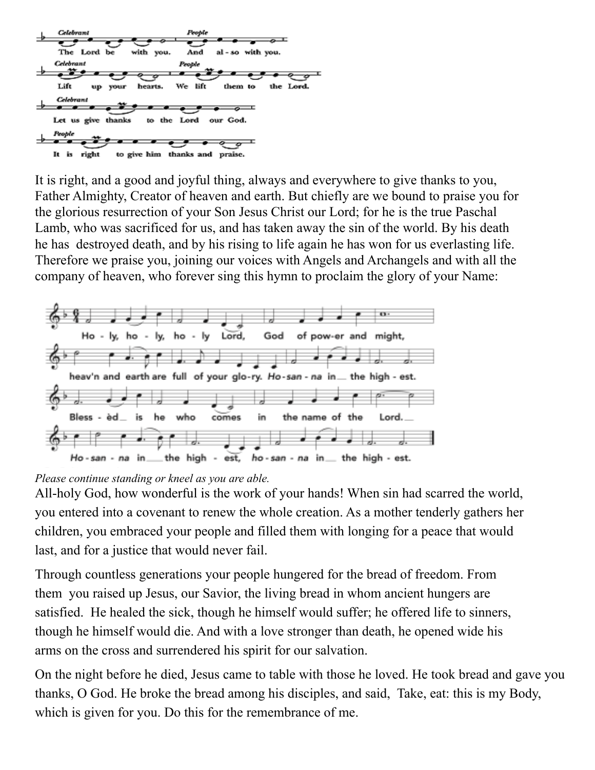*Celebrant* The Lord be with you. *People* And also with you.

*Celebrant* Lift up your hearts. *People* We lift them to the Lord.

*Celebrant* Let us give thanks to the Lord our God.

*People* It is right to give him thanks and praise.

It is right, and a good and joyful thing, always and everywhere to give thanks to you, Father Almighty, Creator of heaven and earth. But chiefly are we bound to praise you for the glorious resurrection of your Son Jesus Christ our Lord; for he is the true Paschal Lamb, who was sacrificed for us, and has taken away the sin of the world. By his death he has destroyed death, and by his rising to life again he has won for us everlasting life. Therefore we praise you, joining our voices with Angels and Archangels and with all the company of heaven, who forever sing this hymn to proclaim the glory of your Name:

Holy, holy, holy Lord, God of power and might,
heav'n and earth are full of your glory. *Hosanna* in the highest.
Blessèd is he who comes in the name of the Lord.
Hosanna in the highest, hosanna in the highest.

*Please continue standing or kneel as you are able.*

All-holy God, how wonderful is the work of your hands! When sin had scarred the world, you entered into a covenant to renew the whole creation. As a mother tenderly gathers her children, you embraced your people and filled them with longing for a peace that would last, and for a justice that would never fail.

Through countless generations your people hungered for the bread of freedom. From them you raised up Jesus, our Savior, the living bread in whom ancient hungers are satisfied. He healed the sick, though he himself would suffer; he offered life to sinners, though he himself would die. And with a love stronger than death, he opened wide his arms on the cross and surrendered his spirit for our salvation.

On the night before he died, Jesus came to table with those he loved. He took bread and gave you thanks, O God. He broke the bread among his disciples, and said, Take, eat: this is my Body, which is given for you. Do this for the remembrance of me.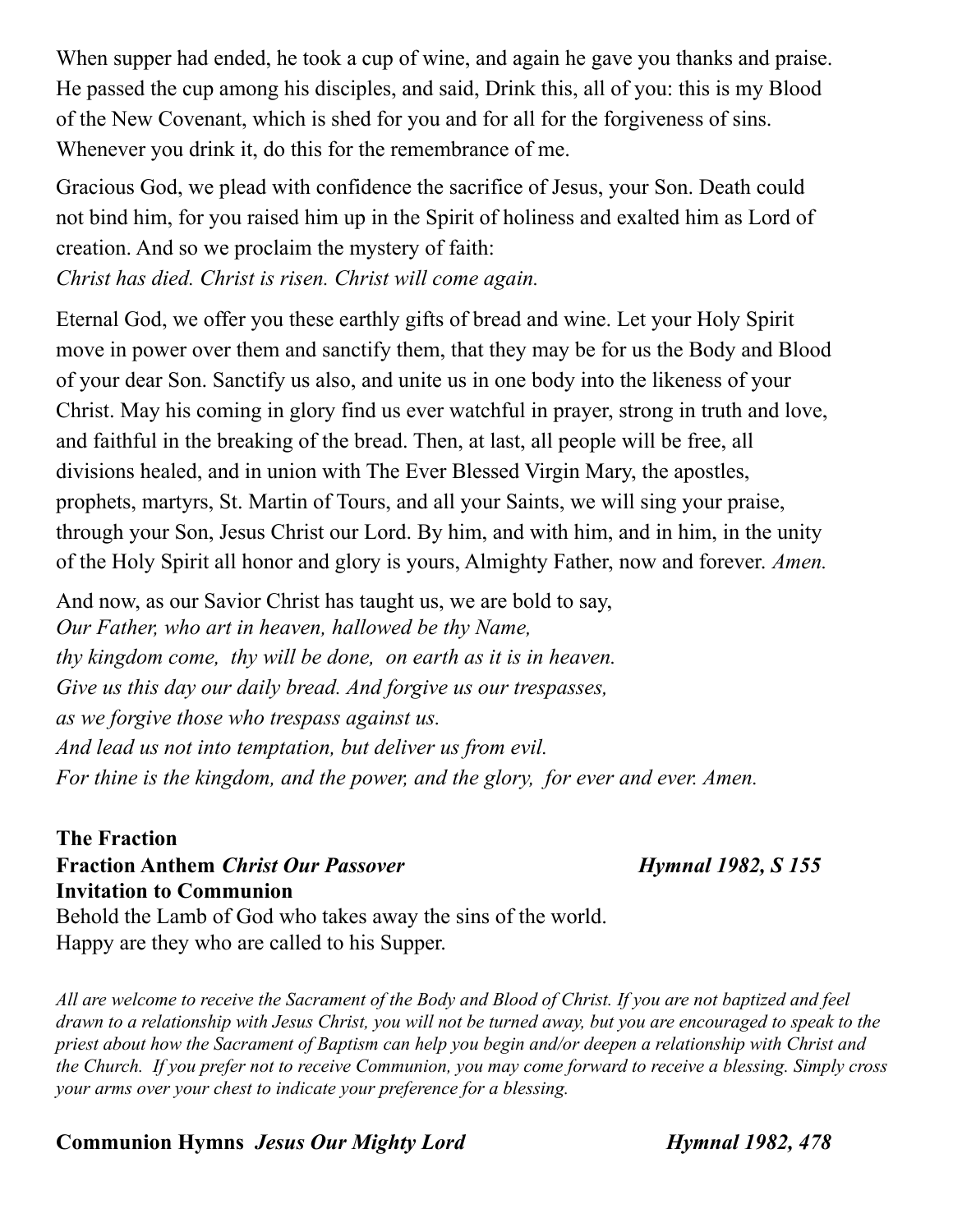When supper had ended, he took a cup of wine, and again he gave you thanks and praise. He passed the cup among his disciples, and said, Drink this, all of you: this is my Blood of the New Covenant, which is shed for you and for all for the forgiveness of sins. Whenever you drink it, do this for the remembrance of me.

Gracious God, we plead with confidence the sacrifice of Jesus, your Son. Death could not bind him, for you raised him up in the Spirit of holiness and exalted him as Lord of creation. And so we proclaim the mystery of faith:
*Christ has died. Christ is risen. Christ will come again.*

Eternal God, we offer you these earthly gifts of bread and wine. Let your Holy Spirit move in power over them and sanctify them, that they may be for us the Body and Blood of your dear Son. Sanctify us also, and unite us in one body into the likeness of your Christ. May his coming in glory find us ever watchful in prayer, strong in truth and love, and faithful in the breaking of the bread. Then, at last, all people will be free, all divisions healed, and in union with The Ever Blessed Virgin Mary, the apostles, prophets, martyrs, St. Martin of Tours, and all your Saints, we will sing your praise, through your Son, Jesus Christ our Lord. By him, and with him, and in him, in the unity of the Holy Spirit all honor and glory is yours, Almighty Father, now and forever. *Amen.*

And now, as our Savior Christ has taught us, we are bold to say,
*Our Father, who art in heaven, hallowed be thy Name,*
*thy kingdom come, thy will be done, on earth as it is in heaven.*
*Give us this day our daily bread. And forgive us our trespasses,*
*as we forgive those who trespass against us.*
*And lead us not into temptation, but deliver us from evil.*
*For thine is the kingdom, and the power, and the glory, for ever and ever. Amen.*

**The Fraction**
**Fraction Anthem *Christ Our Passover*** **Hymnal 1982, S 155**
**Invitation to Communion**
Behold the Lamb of God who takes away the sins of the world.
Happy are they who are called to his Supper.

*All are welcome to receive the Sacrament of the Body and Blood of Christ. If you are not baptized and feel drawn to a relationship with Jesus Christ, you will not be turned away, but you are encouraged to speak to the priest about how the Sacrament of Baptism can help you begin and/or deepen a relationship with Christ and the Church. If you prefer not to receive Communion, you may come forward to receive a blessing. Simply cross your arms over your chest to indicate your preference for a blessing.*

**Communion Hymns *Jesus Our Mighty Lord*** **Hymnal 1982, 478**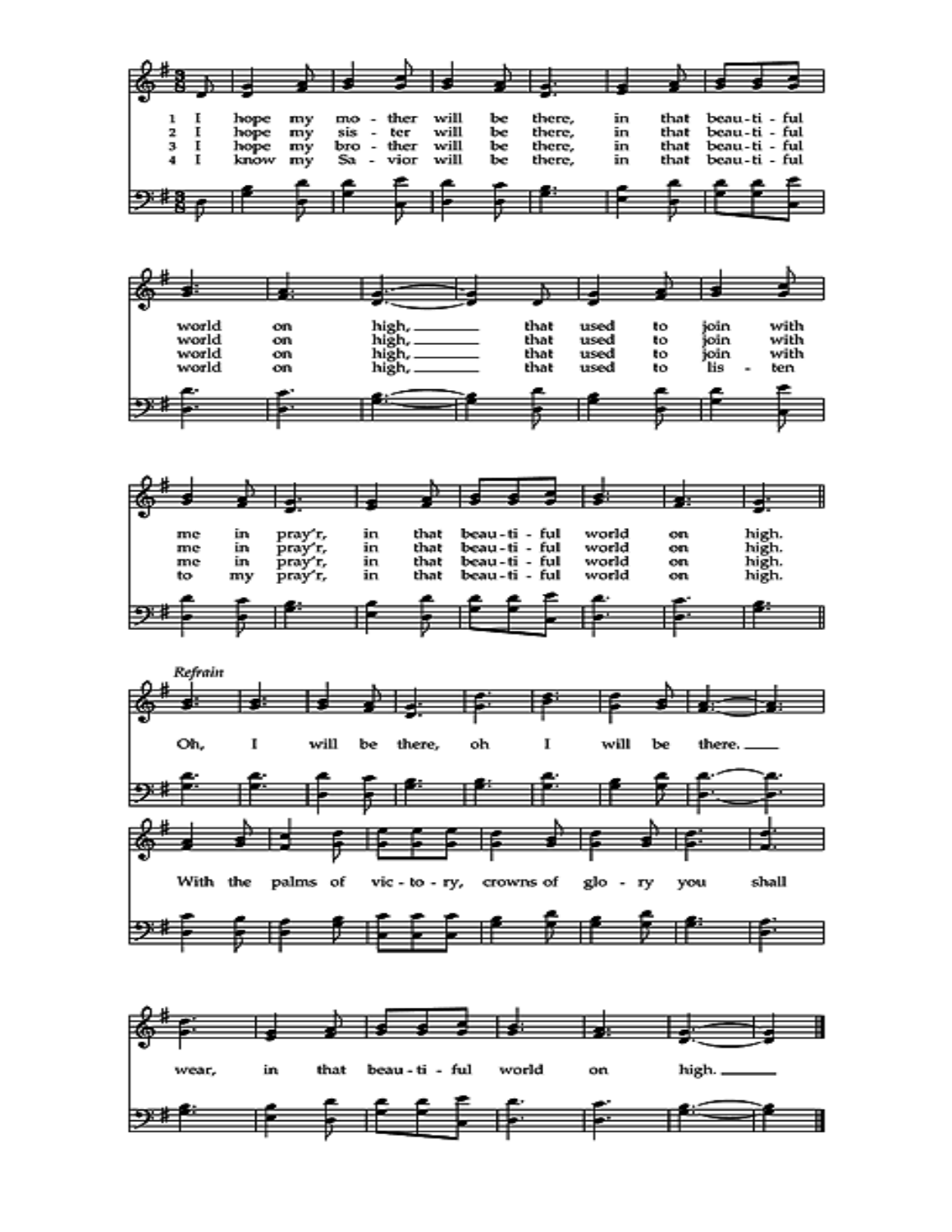1 I hope my mo - ther will be there, in that beau - ti - ful world on high, that used to join with me in pray'r, in that beau - ti - ful world on high.

2 I hope my sis - ter will be there, in that beau - ti - ful world on high, that used to join with me in pray'r, in that beau - ti - ful world on high.

3 I hope my bro - ther will be there, in that beau - ti - ful world on high, that used to join with me in pray'r, in that beau - ti - ful world on high.

4 I know my Sa - vior will be there, in that beau - ti - ful world on high, that used to lis - ten to my pray'r, in that beau - ti - ful world on high.

*Refrain*

Oh, I will be there, oh I will be there.
With the palms of vic - to - ry, crowns of glo - ry you shall wear, in that beau - ti - ful world on high.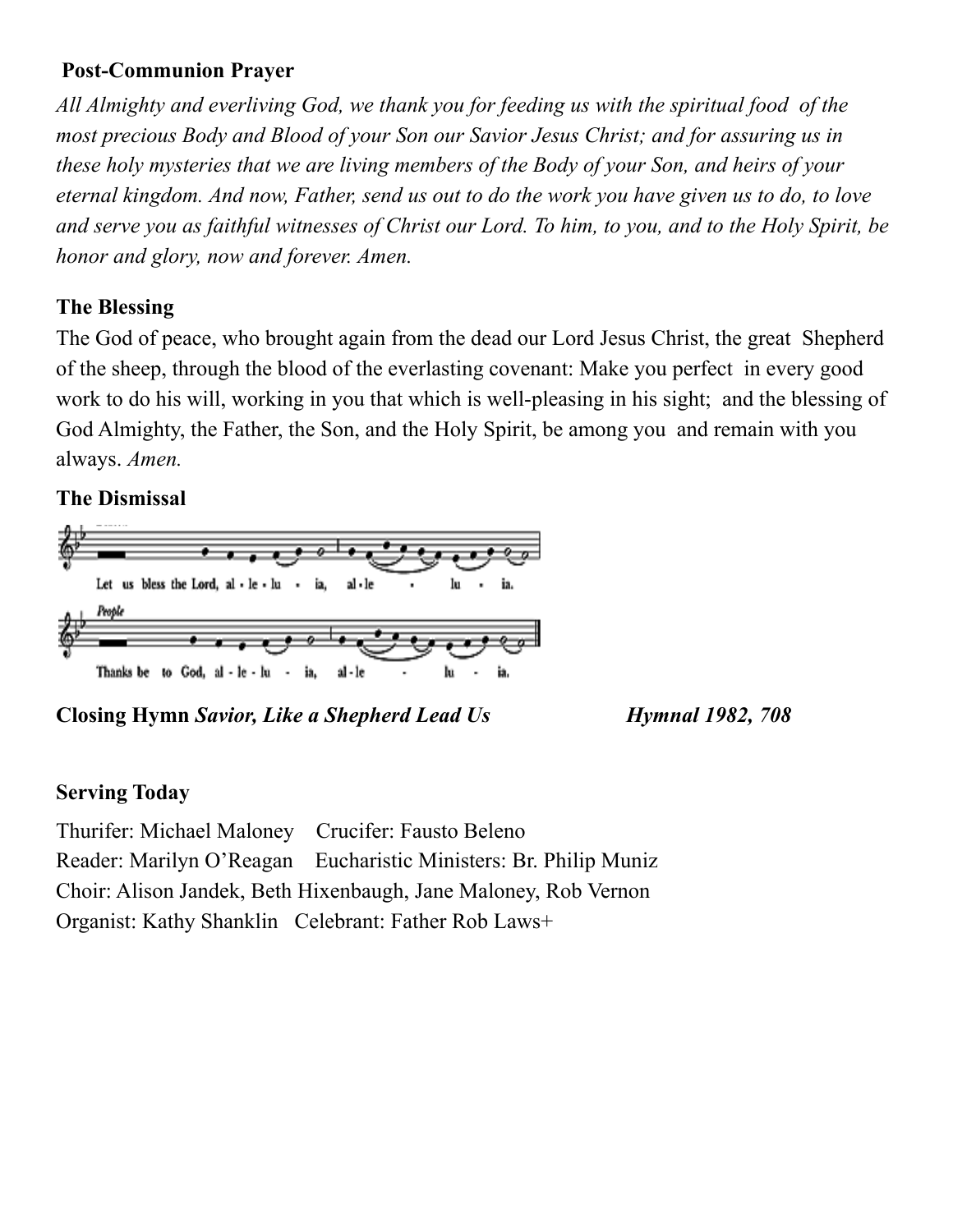**Post-Communion Prayer**

*All Almighty and everliving God, we thank you for feeding us with the spiritual food of the most precious Body and Blood of your Son our Savior Jesus Christ; and for assuring us in these holy mysteries that we are living members of the Body of your Son, and heirs of your eternal kingdom. And now, Father, send us out to do the work you have given us to do, to love and serve you as faithful witnesses of Christ our Lord. To him, to you, and to the Holy Spirit, be honor and glory, now and forever. Amen.*

**The Blessing**

The God of peace, who brought again from the dead our Lord Jesus Christ, the great Shepherd of the sheep, through the blood of the everlasting covenant: Make you perfect in every good work to do his will, working in you that which is well-pleasing in his sight; and the blessing of God Almighty, the Father, the Son, and the Holy Spirit, be among you and remain with you always. *Amen.*

**The Dismissal**

Let us bless the Lord, al - le - lu - ia, al - le - lu - ia.

*People*

Thanks be to God, al - le - lu - ia, al - le - lu - ia.

**Closing Hymn *Savior, Like a Shepherd Lead Us*** ***Hymnal 1982, 708***

**Serving Today**

Thurifer: Michael Maloney Crucifer: Fausto Beleno
Reader: Marilyn O'Reagan Eucharistic Ministers: Br. Philip Muniz
Choir: Alison Jandek, Beth Hixenbaugh, Jane Maloney, Rob Vernon
Organist: Kathy Shanklin Celebrant: Father Rob Laws+